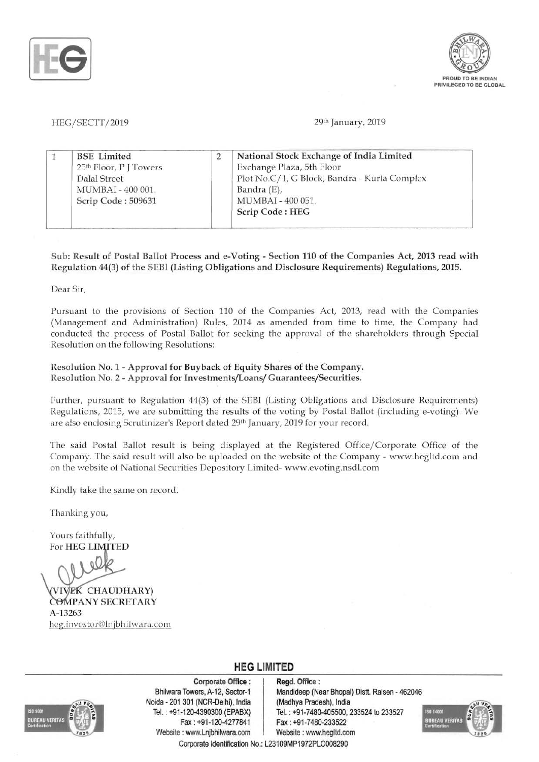HEG/SECTT/2019

29th January, 2019

| 1 | BSE Limited<br>25th Floor, P J Towers<br>Dalal Street<br>MUMBAI - 400 001.<br>Scrip Code : 509631 | 2 | National Stock Exchange of India Limited<br>Exchange Plaza, 5th Floor<br>Plot No.C/1, G Block, Bandra - Kurla Complex<br>Bandra (E),<br>MUMBAI - 400 051.<br>Scrip Code : HEG |
|---|---|---|---|

**Sub: Result of Postal Ballot Process and e-Voting - Section 110 of the Companies Act, 2013 read with Regulation 44(3) of the SEBI (Listing Obligations and Disclosure Requirements) Regulations, 2015.**

Dear Sir,

Pursuant to the provisions of Section 110 of the Companies Act, 2013, read with the Companies (Management and Administration) Rules, 2014 as amended from time to time, the Company had conducted the process of Postal Ballot for seeking the approval of the shareholders through Special Resolution on the following Resolutions:

**Resolution No. 1 - Approval for Buyback of Equity Shares of the Company.**
**Resolution No. 2 - Approval for Investments/Loans/ Guarantees/Securities.**

Further, pursuant to Regulation 44(3) of the SEBI (Listing Obligations and Disclosure Requirements) Regulations, 2015, we are submitting the results of the voting by Postal Ballot (including e-voting). We are also enclosing Scrutinizer's Report dated 29th January, 2019 for your record.

The said Postal Ballot result is being displayed at the Registered Office/Corporate Office of the Company. The said result will also be uploaded on the website of the Company - www.hegltd.com and on the website of National Securities Depository Limited- www.evoting.nsdl.com

Kindly take the same on record.

Thanking you,

Yours faithfully,
For **HEG LIMITED**

(VIVEK CHAUDHARY)
COMPANY SECRETARY
A-13263
heg.investor@lnjbhilwara.com

**HEG LIMITED**

**Corporate Office :** Bhilwara Towers, A-12, Sector-1, Noida - 201 301 (NCR-Delhi), India. Tel. : +91-120-4390300 (EPABX), Fax : +91-120-4277841, Website : www.Lnjbhilwara.com

**Regd. Office :** Mandideep (Near Bhopal) Distt. Raisen - 462046 (Madhya Pradesh), India. Tel. : +91-7480-405500, 233524 to 233527, Fax : +91-7480-233522, Website : www.hegltd.com

Corporate Identification No.: L23109MP1972PLC008290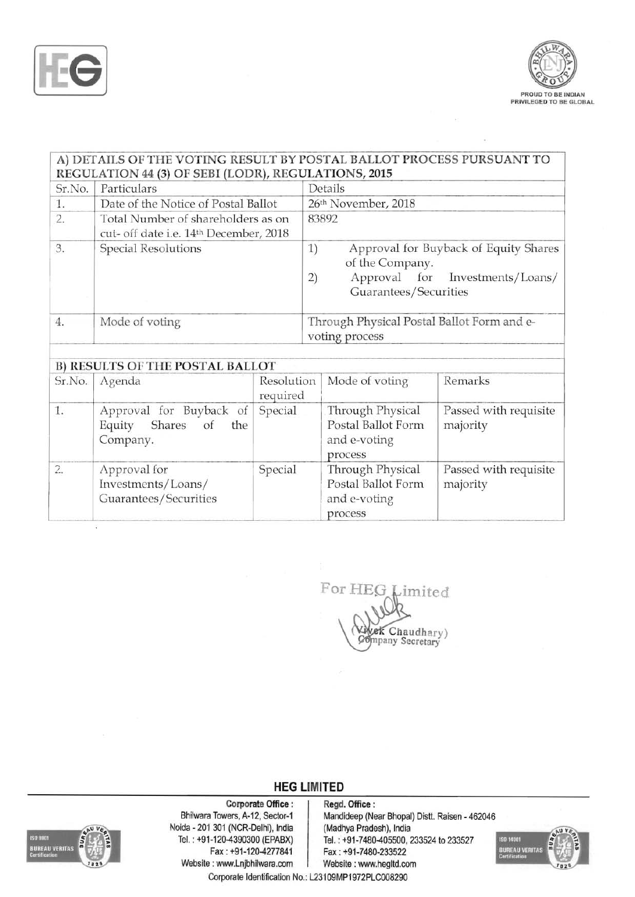| A) DETAILS OF THE VOTING RESULT BY POSTAL BALLOT PROCESS PURSUANT TO REGULATION 44 (3) OF SEBI (LODR), REGULATIONS, 2015 | | |
|---|---|---|
| Sr.No. | Particulars | Details |
| 1. | Date of the Notice of Postal Ballot | 26th November, 2018 |
| 2. | Total Number of shareholders as on cut- off date i.e. 14th December, 2018 | 83892 |
| 3. | Special Resolutions | 1) Approval for Buyback of Equity Shares of the Company.<br>2) Approval for Investments/Loans/ Guarantees/Securities |
| 4. | Mode of voting | Through Physical Postal Ballot Form and e-voting process |

| B) RESULTS OF THE POSTAL BALLOT | | | | |
|---|---|---|---|---|
| Sr.No. | Agenda | Resolution required | Mode of voting | Remarks |
| 1. | Approval for Buyback of Equity Shares of the Company. | Special | Through Physical Postal Ballot Form and e-voting process | Passed with requisite majority |
| 2. | Approval for Investments/Loans/ Guarantees/Securities | Special | Through Physical Postal Ballot Form and e-voting process | Passed with requisite majority |

For HEG Limited

(Vivek Chaudhary)
Company Secretary

**HEG LIMITED**

**Corporate Office :**
Bhilwara Towers, A-12, Sector-1
Noida - 201 301 (NCR-Delhi), India
Tel. : +91-120-4390300 (EPABX)
Fax : +91-120-4277841
Website : www.Lnjbhilwara.com

**Regd. Office :**
Mandideep (Near Bhopal) Distt. Raisen - 462046
(Madhya Pradesh), India
Tel. : +91-7480-405500, 233524 to 233527
Fax : +91-7480-233522
Website : www.hegltd.com

Corporate Identification No.: L23109MP1972PLC008290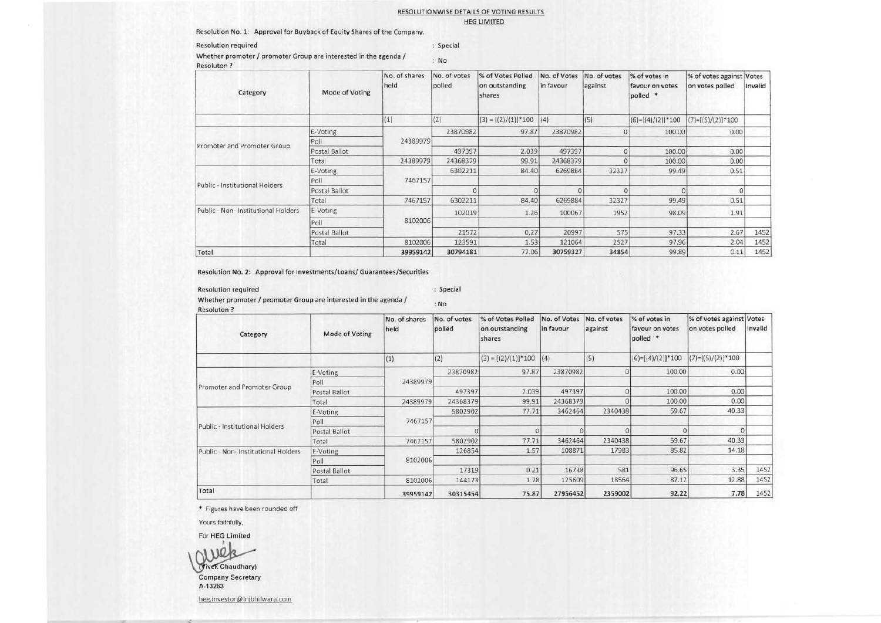RESOLUTIONWISE DETAILS OF VOTING RESULTS

HEG LIMITED

Resolution No. 1: Approval for Buyback of Equity Shares of the Company.

Resolution required : Special

Whether promoter / promoter Group are interested in the agenda / Resoluton ? : No

| Category | Mode of Voting | No. of shares held | No. of votes polled | % of Votes Polled on outstanding shares | No. of Votes in favour | No. of votes against | % of votes in favour on votes polled * | % of votes against on votes polled | Votes Invalid |
|---|---|---|---|---|---|---|---|---|---|
| | | (1) | (2) | (3) = [(2)/(1)]*100 | (4) | (5) | (6)=[(4)/(2)]*100 | (7)=[(5)/(2)]*100 | |
| Promoter and Promoter Group | E-Voting | 24389979 | 23870982 | 97.87 | 23870982 | 0 | 100.00 | 0.00 | |
| | Poll | | | | | | | | |
| | Postal Ballot | | 497397 | 2.039 | 497397 | 0 | 100.00 | 0.00 | |
| | Total | 24389979 | 24368379 | 99.91 | 24368379 | 0 | 100.00 | 0.00 | |
| Public - Institutional Holders | E-Voting | 7467157 | 6302211 | 84.40 | 6269884 | 32327 | 99.49 | 0.51 | |
| | Poll | | | | | | | | |
| | Postal Ballot | | 0 | 0 | 0 | 0 | 0 | 0 | |
| | Total | 7467157 | 6302211 | 84.40 | 6269884 | 32327 | 99.49 | 0.51 | |
| Public - Non- Institutional Holders | E-Voting | 8102006 | 102019 | 1.26 | 100067 | 1952 | 98.09 | 1.91 | |
| | Poll | | | | | | | | |
| | Postal Ballot | | 21572 | 0.27 | 20997 | 575 | 97.33 | 2.67 | 1452 |
| | Total | 8102006 | 123591 | 1.53 | 121064 | 2527 | 97.96 | 2.04 | 1452 |
| Total | | 39959142 | 30794181 | 77.06 | 30759327 | 34854 | 99.89 | 0.11 | 1452 |

Resolution No. 2: Approval for Investments/Loans/ Guarantees/Securities

Resolution required : Special

Whether promoter / promoter Group are interested in the agenda / Resoluton ? : No

| Category | Mode of Voting | No. of shares held | No. of votes polled | % of Votes Polled on outstanding shares | No. of Votes in favour | No. of votes against | % of votes in favour on votes polled * | % of votes against on votes polled | Votes Invalid |
|---|---|---|---|---|---|---|---|---|---|
| | | (1) | (2) | (3) = [(2)/(1)]*100 | (4) | (5) | (6)=[(4)/(2)]*100 | (7)=[(5)/(2)]*100 | |
| Promoter and Promoter Group | E-Voting | 24389979 | 23870982 | 97.87 | 23870982 | 0 | 100.00 | 0.00 | |
| | Poll | | | | | | | | |
| | Postal Ballot | | 497397 | 2.039 | 497397 | 0 | 100.00 | 0.00 | |
| | Total | 24389979 | 24368379 | 99.91 | 24368379 | 0 | 100.00 | 0.00 | |
| Public - Institutional Holders | E-Voting | 7467157 | 5802902 | 77.71 | 3462464 | 2340438 | 59.67 | 40.33 | |
| | Poll | | | | | | | | |
| | Postal Ballot | | 0 | 0 | 0 | 0 | 0 | 0 | |
| | Total | 7467157 | 5802902 | 77.71 | 3462464 | 2340438 | 59.67 | 40.33 | |
| Public - Non- Institutional Holders | E-Voting | 8102006 | 126854 | 1.57 | 108871 | 17983 | 85.82 | 14.18 | |
| | Poll | | | | | | | | |
| | Postal Ballot | | 17319 | 0.21 | 16738 | 581 | 96.65 | 3.35 | 1452 |
| | Total | 8102006 | 144173 | 1.78 | 125609 | 18564 | 87.12 | 12.88 | 1452 |
| Total | | 39959142 | 30315454 | 75.87 | 27956452 | 2359002 | 92.22 | 7.78 | 1452 |

* Figures have been rounded off

Yours faithfully,

For **HEG Limited**

**(Vivek Chaudhary)**

**Company Secretary**

**A-13263**

heg.investor@lnjbhilwara.com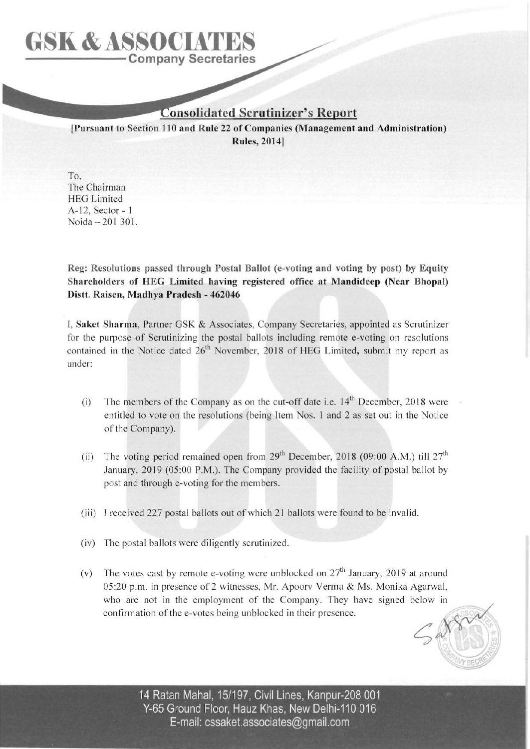# GSK & ASSOCIATES

**Company Secretaries**

## Consolidated Scrutinizer's Report

**[Pursuant to Section 110 and Rule 22 of Companies (Management and Administration) Rules, 2014]**

To,
The Chairman
HEG Limited
A-12, Sector - 1
Noida – 201 301.

**Reg: Resolutions passed through Postal Ballot (e-voting and voting by post) by Equity Shareholders of HEG Limited having registered office at Mandideep (Near Bhopal) Distt. Raisen, Madhya Pradesh - 462046**

I, **Saket Sharma**, Partner GSK & Associates, Company Secretaries, appointed as Scrutinizer for the purpose of Scrutinizing the postal ballots including remote e-voting on resolutions contained in the Notice dated 26th November, 2018 of HEG Limited, submit my report as under:

(i) The members of the Company as on the cut-off date i.e. 14th December, 2018 were entitled to vote on the resolutions (being Item Nos. 1 and 2 as set out in the Notice of the Company).

(ii) The voting period remained open from 29th December, 2018 (09:00 A.M.) till 27th January, 2019 (05:00 P.M.). The Company provided the facility of postal ballot by post and through e-voting for the members.

(iii) I received 227 postal ballots out of which 21 ballots were found to be invalid.

(iv) The postal ballots were diligently scrutinized.

(v) The votes cast by remote e-voting were unblocked on 27th January, 2019 at around 05:20 p.m. in presence of 2 witnesses, Mr. Apoorv Verma & Ms. Monika Agarwal, who are not in the employment of the Company. They have signed below in confirmation of the e-votes being unblocked in their presence.

14 Ratan Mahal, 15/197, Civil Lines, Kanpur-208 001
Y-65 Ground Floor, Hauz Khas, New Delhi-110 016
E-mail: cssaket.associates@gmail.com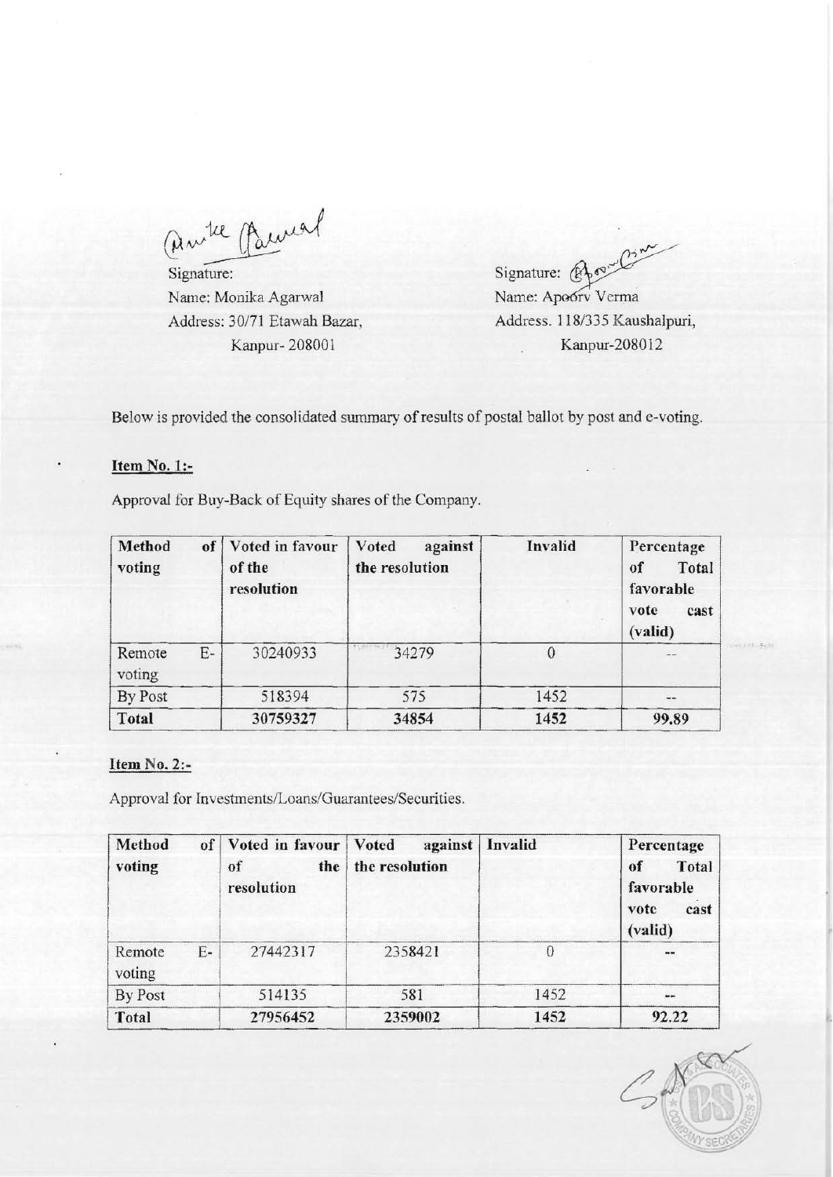Signature:
Name: Monika Agarwal
Address: 30/71 Etawah Bazar,
Kanpur- 208001

Signature:
Name: Apoorv Verma
Address. 118/335 Kaushalpuri,
Kanpur-208012

Below is provided the consolidated summary of results of postal ballot by post and e-voting.

**Item No. 1:-**

Approval for Buy-Back of Equity shares of the Company.

| Method of voting | Voted in favour of the resolution | Voted against the resolution | Invalid | Percentage of Total favorable vote cast (valid) |
|---|---|---|---|---|
| Remote E-voting | 30240933 | 34279 | 0 | -- |
| By Post | 518394 | 575 | 1452 | -- |
| **Total** | **30759327** | **34854** | **1452** | **99.89** |

**Item No. 2:-**

Approval for Investments/Loans/Guarantees/Securities.

| Method of voting | Voted in favour of the resolution | Voted against the resolution | Invalid | Percentage of Total favorable vote cast (valid) |
|---|---|---|---|---|
| Remote E-voting | 27442317 | 2358421 | 0 | -- |
| By Post | 514135 | 581 | 1452 | -- |
| **Total** | **27956452** | **2359002** | **1452** | **92.22** |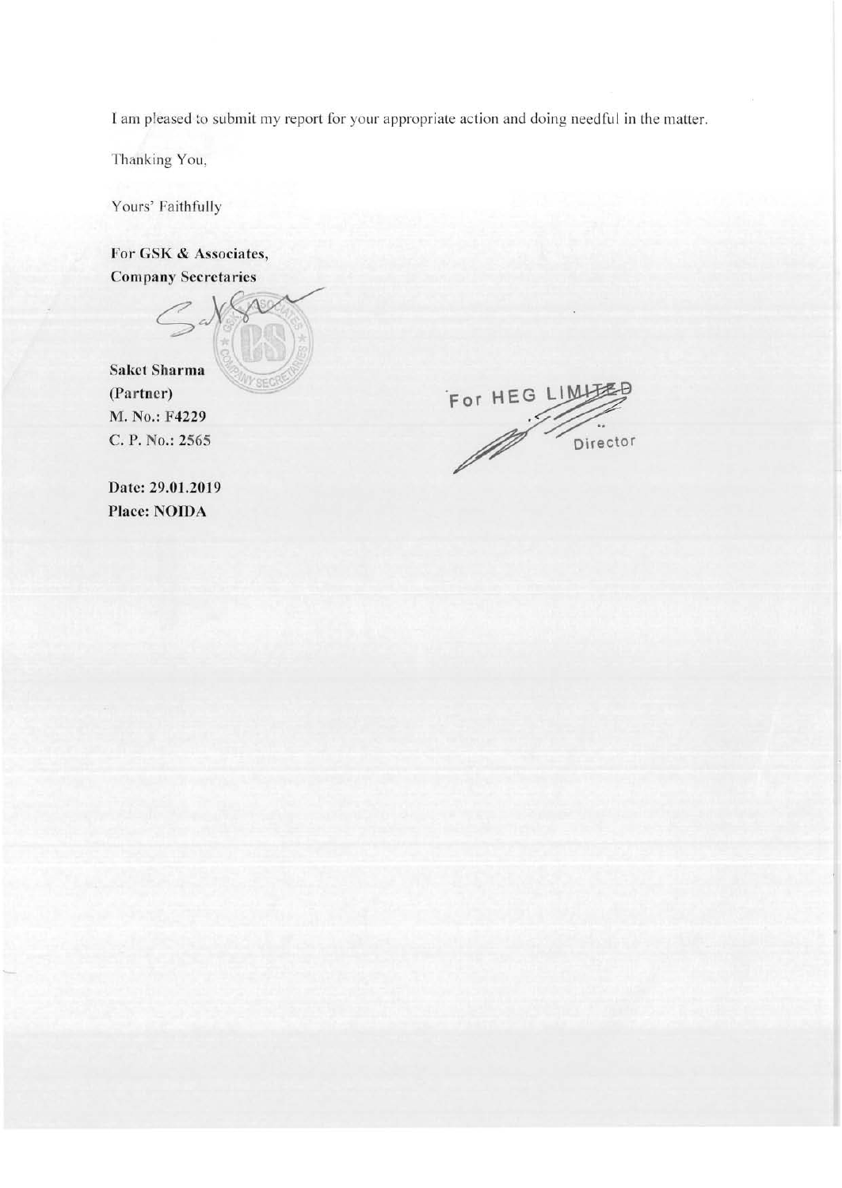I am pleased to submit my report for your appropriate action and doing needful in the matter.

Thanking You,

Yours' Faithfully

**For GSK & Associates,**
**Company Secretaries**

**Saket Sharma**
**(Partner)**
**M. No.: F4229**
**C. P. No.: 2565**

**Date: 29.01.2019**
**Place: NOIDA**

For HEG LIMITED

Director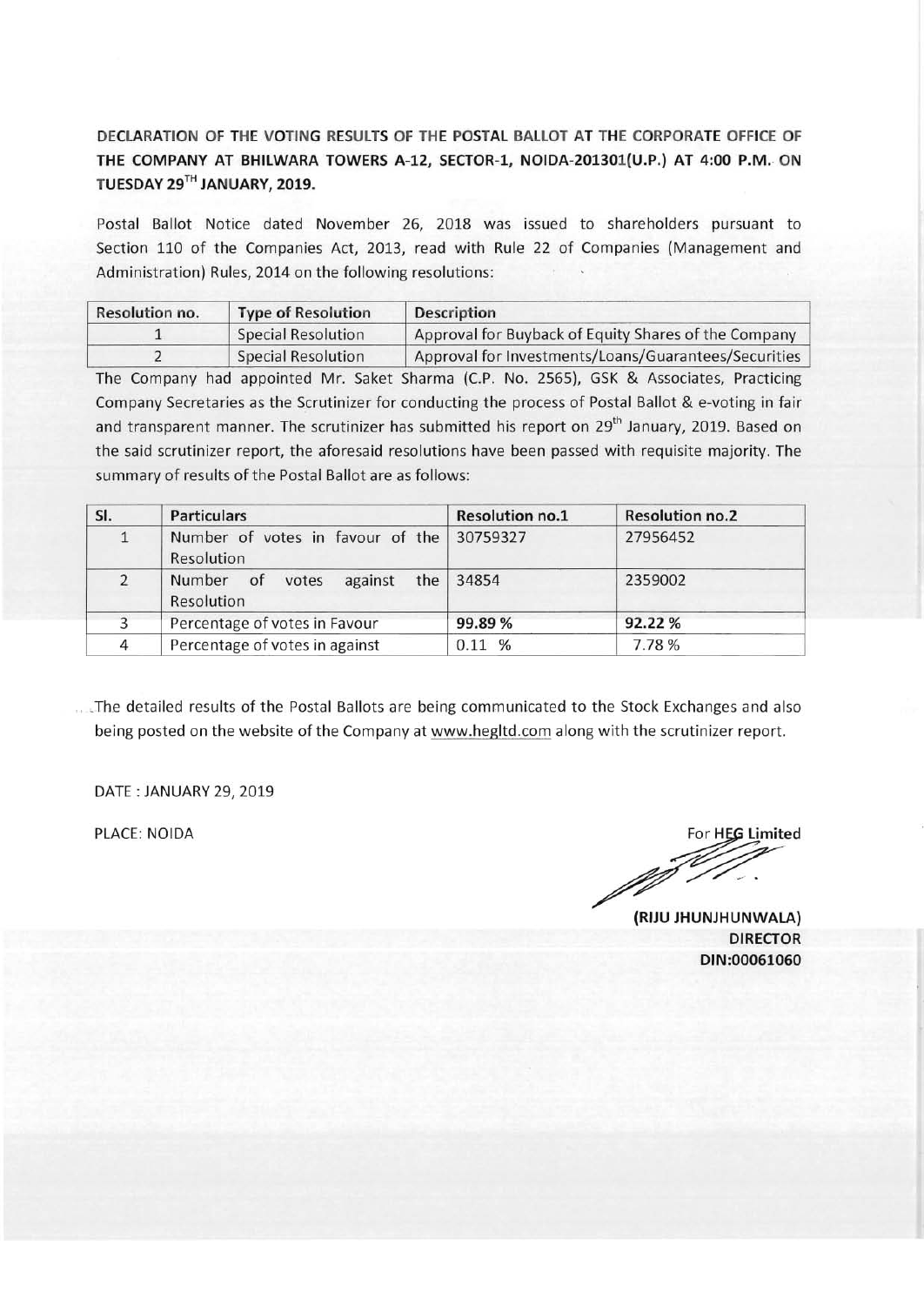**DECLARATION OF THE VOTING RESULTS OF THE POSTAL BALLOT AT THE CORPORATE OFFICE OF THE COMPANY AT BHILWARA TOWERS A-12, SECTOR-1, NOIDA-201301(U.P.) AT 4:00 P.M. ON TUESDAY 29TH JANUARY, 2019.**

Postal Ballot Notice dated November 26, 2018 was issued to shareholders pursuant to Section 110 of the Companies Act, 2013, read with Rule 22 of Companies (Management and Administration) Rules, 2014 on the following resolutions:

| Resolution no. | Type of Resolution | Description |
|---|---|---|
| 1 | Special Resolution | Approval for Buyback of Equity Shares of the Company |
| 2 | Special Resolution | Approval for Investments/Loans/Guarantees/Securities |

The Company had appointed Mr. Saket Sharma (C.P. No. 2565), GSK & Associates, Practicing Company Secretaries as the Scrutinizer for conducting the process of Postal Ballot & e-voting in fair and transparent manner. The scrutinizer has submitted his report on 29th January, 2019. Based on the said scrutinizer report, the aforesaid resolutions have been passed with requisite majority. The summary of results of the Postal Ballot are as follows:

| Sl. | Particulars | Resolution no.1 | Resolution no.2 |
|---|---|---|---|
| 1 | Number of votes in favour of the Resolution | 30759327 | 27956452 |
| 2 | Number of votes against the Resolution | 34854 | 2359002 |
| 3 | Percentage of votes in Favour | **99.89 %** | **92.22 %** |
| 4 | Percentage of votes in against | 0.11 % | 7.78 % |

The detailed results of the Postal Ballots are being communicated to the Stock Exchanges and also being posted on the website of the Company at www.hegltd.com along with the scrutinizer report.

DATE : JANUARY 29, 2019

PLACE: NOIDA

For HEG Limited

**(RIJU JHUNJHUNWALA)**
**DIRECTOR**
**DIN:00061060**